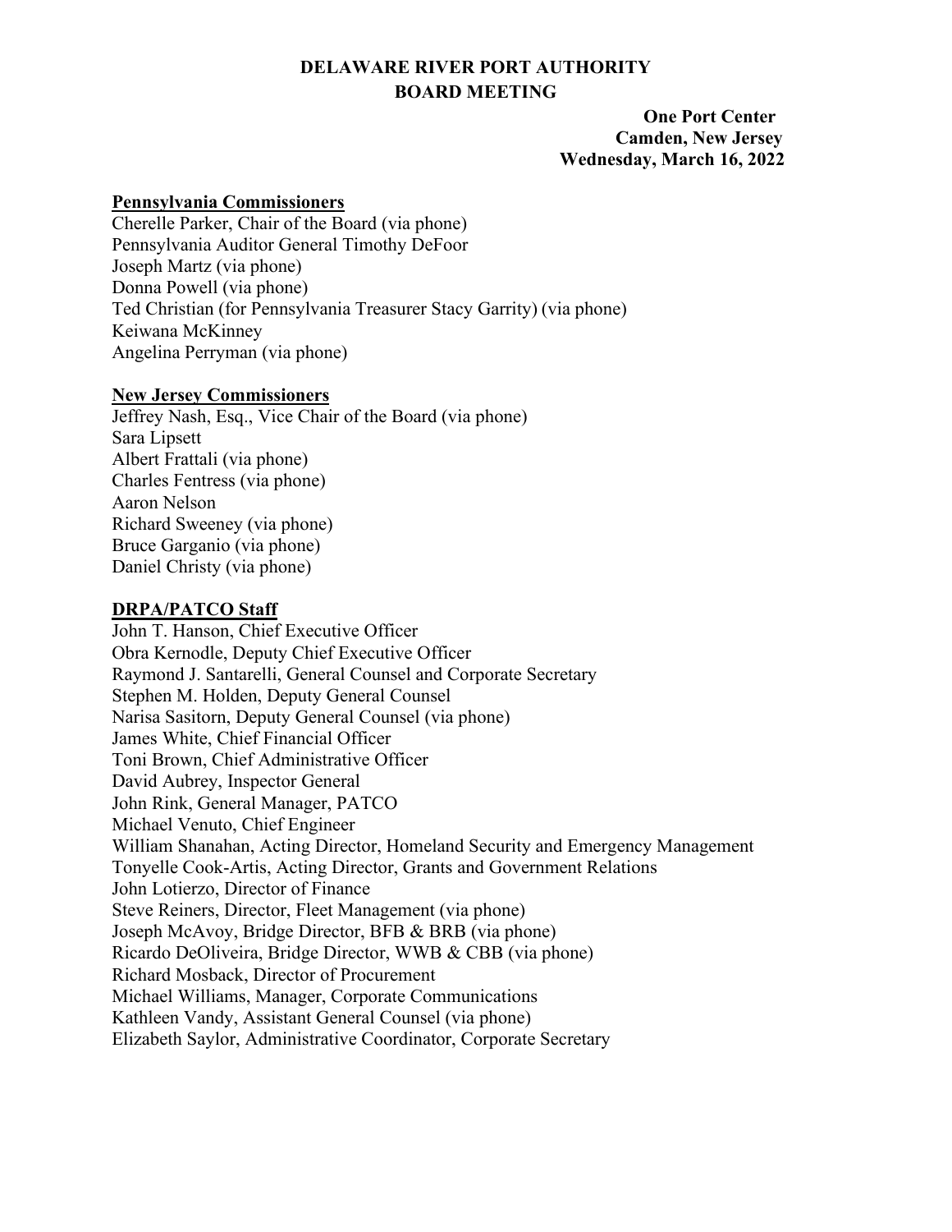# DELAWARE RIVER PORT AUTHORITY
# BOARD MEETING

**One Port Center**
**Camden, New Jersey**
**Wednesday, March 16, 2022**

**Pennsylvania Commissioners**

Cherelle Parker, Chair of the Board (via phone)
Pennsylvania Auditor General Timothy DeFoor
Joseph Martz (via phone)
Donna Powell (via phone)
Ted Christian (for Pennsylvania Treasurer Stacy Garrity) (via phone)
Keiwana McKinney
Angelina Perryman (via phone)

**New Jersey Commissioners**

Jeffrey Nash, Esq., Vice Chair of the Board (via phone)
Sara Lipsett
Albert Frattali (via phone)
Charles Fentress (via phone)
Aaron Nelson
Richard Sweeney (via phone)
Bruce Garganio (via phone)
Daniel Christy (via phone)

**DRPA/PATCO Staff**

John T. Hanson, Chief Executive Officer
Obra Kernodle, Deputy Chief Executive Officer
Raymond J. Santarelli, General Counsel and Corporate Secretary
Stephen M. Holden, Deputy General Counsel
Narisa Sasitorn, Deputy General Counsel (via phone)
James White, Chief Financial Officer
Toni Brown, Chief Administrative Officer
David Aubrey, Inspector General
John Rink, General Manager, PATCO
Michael Venuto, Chief Engineer
William Shanahan, Acting Director, Homeland Security and Emergency Management
Tonyelle Cook-Artis, Acting Director, Grants and Government Relations
John Lotierzo, Director of Finance
Steve Reiners, Director, Fleet Management (via phone)
Joseph McAvoy, Bridge Director, BFB & BRB (via phone)
Ricardo DeOliveira, Bridge Director, WWB & CBB (via phone)
Richard Mosback, Director of Procurement
Michael Williams, Manager, Corporate Communications
Kathleen Vandy, Assistant General Counsel (via phone)
Elizabeth Saylor, Administrative Coordinator, Corporate Secretary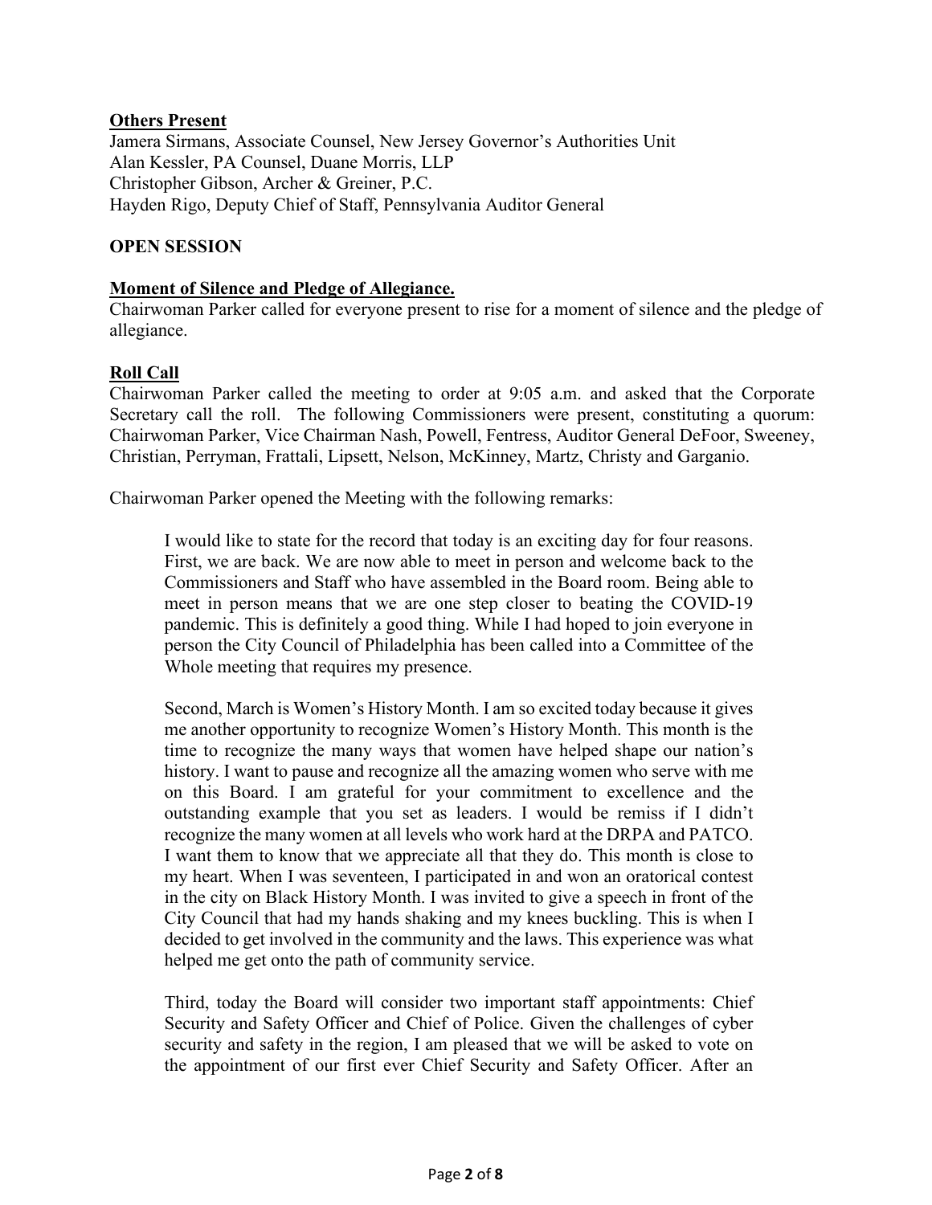**Others Present**

Jamera Sirmans, Associate Counsel, New Jersey Governor's Authorities Unit
Alan Kessler, PA Counsel, Duane Morris, LLP
Christopher Gibson, Archer & Greiner, P.C.
Hayden Rigo, Deputy Chief of Staff, Pennsylvania Auditor General

**OPEN SESSION**

**Moment of Silence and Pledge of Allegiance.**

Chairwoman Parker called for everyone present to rise for a moment of silence and the pledge of allegiance.

**Roll Call**

Chairwoman Parker called the meeting to order at 9:05 a.m. and asked that the Corporate Secretary call the roll. The following Commissioners were present, constituting a quorum: Chairwoman Parker, Vice Chairman Nash, Powell, Fentress, Auditor General DeFoor, Sweeney, Christian, Perryman, Frattali, Lipsett, Nelson, McKinney, Martz, Christy and Garganio.

Chairwoman Parker opened the Meeting with the following remarks:

> I would like to state for the record that today is an exciting day for four reasons. First, we are back. We are now able to meet in person and welcome back to the Commissioners and Staff who have assembled in the Board room. Being able to meet in person means that we are one step closer to beating the COVID-19 pandemic. This is definitely a good thing. While I had hoped to join everyone in person the City Council of Philadelphia has been called into a Committee of the Whole meeting that requires my presence.
>
> Second, March is Women's History Month. I am so excited today because it gives me another opportunity to recognize Women's History Month. This month is the time to recognize the many ways that women have helped shape our nation's history. I want to pause and recognize all the amazing women who serve with me on this Board. I am grateful for your commitment to excellence and the outstanding example that you set as leaders. I would be remiss if I didn't recognize the many women at all levels who work hard at the DRPA and PATCO. I want them to know that we appreciate all that they do. This month is close to my heart. When I was seventeen, I participated in and won an oratorical contest in the city on Black History Month. I was invited to give a speech in front of the City Council that had my hands shaking and my knees buckling. This is when I decided to get involved in the community and the laws. This experience was what helped me get onto the path of community service.
>
> Third, today the Board will consider two important staff appointments: Chief Security and Safety Officer and Chief of Police. Given the challenges of cyber security and safety in the region, I am pleased that we will be asked to vote on the appointment of our first ever Chief Security and Safety Officer. After an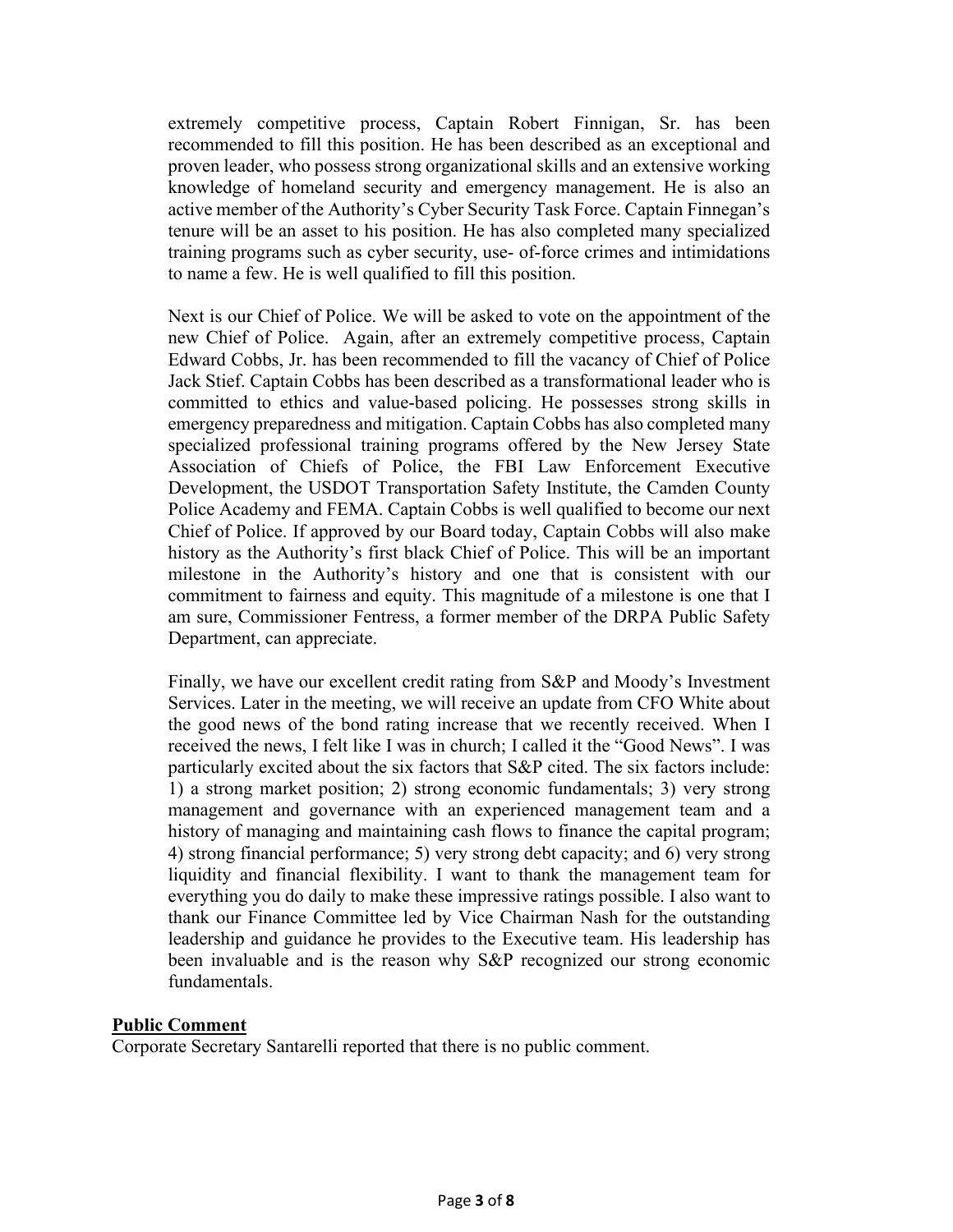extremely competitive process, Captain Robert Finnigan, Sr. has been recommended to fill this position. He has been described as an exceptional and proven leader, who possess strong organizational skills and an extensive working knowledge of homeland security and emergency management. He is also an active member of the Authority's Cyber Security Task Force. Captain Finnegan's tenure will be an asset to his position. He has also completed many specialized training programs such as cyber security, use- of-force crimes and intimidations to name a few. He is well qualified to fill this position.

Next is our Chief of Police. We will be asked to vote on the appointment of the new Chief of Police. Again, after an extremely competitive process, Captain Edward Cobbs, Jr. has been recommended to fill the vacancy of Chief of Police Jack Stief. Captain Cobbs has been described as a transformational leader who is committed to ethics and value-based policing. He possesses strong skills in emergency preparedness and mitigation. Captain Cobbs has also completed many specialized professional training programs offered by the New Jersey State Association of Chiefs of Police, the FBI Law Enforcement Executive Development, the USDOT Transportation Safety Institute, the Camden County Police Academy and FEMA. Captain Cobbs is well qualified to become our next Chief of Police. If approved by our Board today, Captain Cobbs will also make history as the Authority's first black Chief of Police. This will be an important milestone in the Authority's history and one that is consistent with our commitment to fairness and equity. This magnitude of a milestone is one that I am sure, Commissioner Fentress, a former member of the DRPA Public Safety Department, can appreciate.

Finally, we have our excellent credit rating from S&P and Moody's Investment Services. Later in the meeting, we will receive an update from CFO White about the good news of the bond rating increase that we recently received. When I received the news, I felt like I was in church; I called it the "Good News". I was particularly excited about the six factors that S&P cited. The six factors include: 1) a strong market position; 2) strong economic fundamentals; 3) very strong management and governance with an experienced management team and a history of managing and maintaining cash flows to finance the capital program; 4) strong financial performance; 5) very strong debt capacity; and 6) very strong liquidity and financial flexibility. I want to thank the management team for everything you do daily to make these impressive ratings possible. I also want to thank our Finance Committee led by Vice Chairman Nash for the outstanding leadership and guidance he provides to the Executive team. His leadership has been invaluable and is the reason why S&P recognized our strong economic fundamentals.

**Public Comment**

Corporate Secretary Santarelli reported that there is no public comment.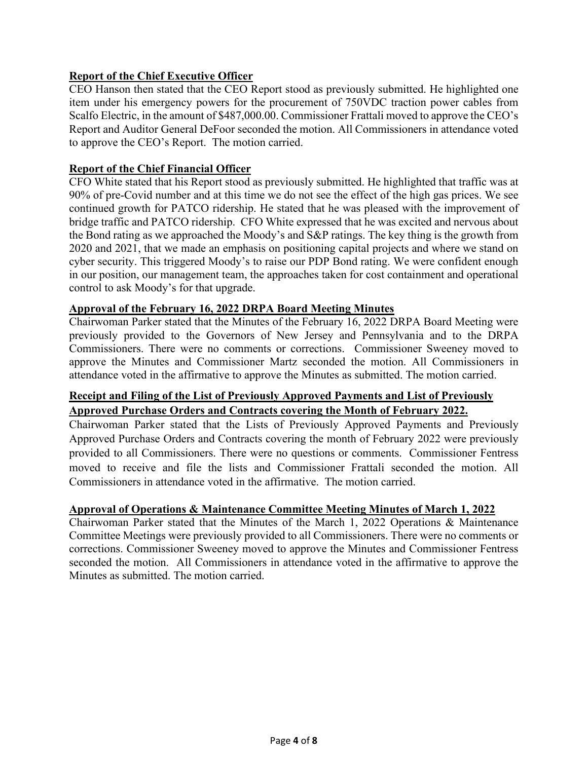**Report of the Chief Executive Officer**

CEO Hanson then stated that the CEO Report stood as previously submitted. He highlighted one item under his emergency powers for the procurement of 750VDC traction power cables from Scalfo Electric, in the amount of $487,000.00. Commissioner Frattali moved to approve the CEO's Report and Auditor General DeFoor seconded the motion. All Commissioners in attendance voted to approve the CEO's Report. The motion carried.

**Report of the Chief Financial Officer**

CFO White stated that his Report stood as previously submitted. He highlighted that traffic was at 90% of pre-Covid number and at this time we do not see the effect of the high gas prices. We see continued growth for PATCO ridership. He stated that he was pleased with the improvement of bridge traffic and PATCO ridership. CFO White expressed that he was excited and nervous about the Bond rating as we approached the Moody's and S&P ratings. The key thing is the growth from 2020 and 2021, that we made an emphasis on positioning capital projects and where we stand on cyber security. This triggered Moody's to raise our PDP Bond rating. We were confident enough in our position, our management team, the approaches taken for cost containment and operational control to ask Moody's for that upgrade.

**Approval of the February 16, 2022 DRPA Board Meeting Minutes**

Chairwoman Parker stated that the Minutes of the February 16, 2022 DRPA Board Meeting were previously provided to the Governors of New Jersey and Pennsylvania and to the DRPA Commissioners. There were no comments or corrections. Commissioner Sweeney moved to approve the Minutes and Commissioner Martz seconded the motion. All Commissioners in attendance voted in the affirmative to approve the Minutes as submitted. The motion carried.

**Receipt and Filing of the List of Previously Approved Payments and List of Previously Approved Purchase Orders and Contracts covering the Month of February 2022.**

Chairwoman Parker stated that the Lists of Previously Approved Payments and Previously Approved Purchase Orders and Contracts covering the month of February 2022 were previously provided to all Commissioners. There were no questions or comments. Commissioner Fentress moved to receive and file the lists and Commissioner Frattali seconded the motion. All Commissioners in attendance voted in the affirmative. The motion carried.

**Approval of Operations & Maintenance Committee Meeting Minutes of March 1, 2022**

Chairwoman Parker stated that the Minutes of the March 1, 2022 Operations & Maintenance Committee Meetings were previously provided to all Commissioners. There were no comments or corrections. Commissioner Sweeney moved to approve the Minutes and Commissioner Fentress seconded the motion. All Commissioners in attendance voted in the affirmative to approve the Minutes as submitted. The motion carried.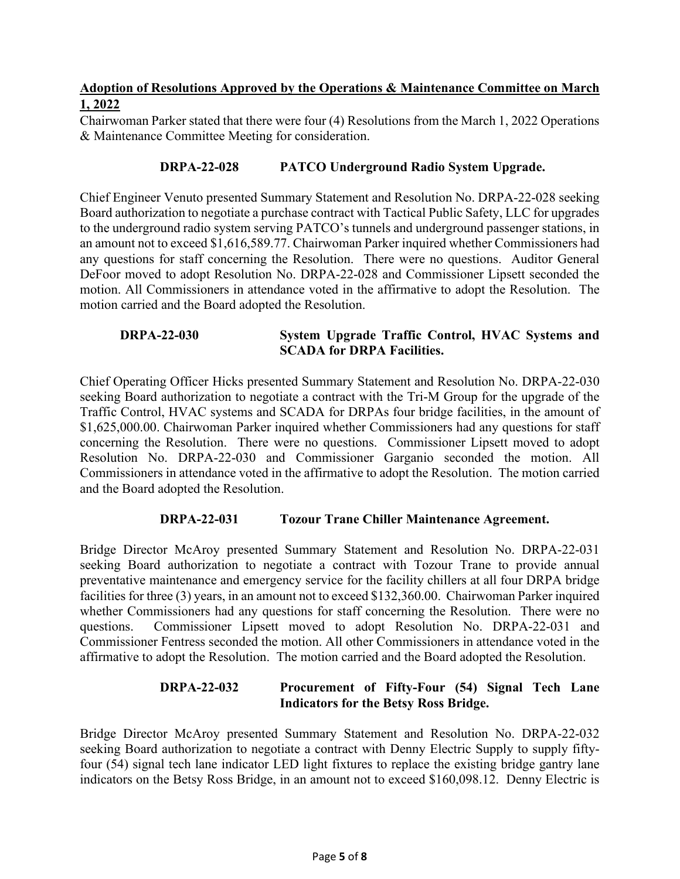**Adoption of Resolutions Approved by the Operations & Maintenance Committee on March 1, 2022**

Chairwoman Parker stated that there were four (4) Resolutions from the March 1, 2022 Operations & Maintenance Committee Meeting for consideration.

**DRPA-22-028 PATCO Underground Radio System Upgrade.**

Chief Engineer Venuto presented Summary Statement and Resolution No. DRPA-22-028 seeking Board authorization to negotiate a purchase contract with Tactical Public Safety, LLC for upgrades to the underground radio system serving PATCO's tunnels and underground passenger stations, in an amount not to exceed $1,616,589.77. Chairwoman Parker inquired whether Commissioners had any questions for staff concerning the Resolution. There were no questions. Auditor General DeFoor moved to adopt Resolution No. DRPA-22-028 and Commissioner Lipsett seconded the motion. All Commissioners in attendance voted in the affirmative to adopt the Resolution. The motion carried and the Board adopted the Resolution.

**DRPA-22-030 System Upgrade Traffic Control, HVAC Systems and SCADA for DRPA Facilities.**

Chief Operating Officer Hicks presented Summary Statement and Resolution No. DRPA-22-030 seeking Board authorization to negotiate a contract with the Tri-M Group for the upgrade of the Traffic Control, HVAC systems and SCADA for DRPAs four bridge facilities, in the amount of $1,625,000.00. Chairwoman Parker inquired whether Commissioners had any questions for staff concerning the Resolution. There were no questions. Commissioner Lipsett moved to adopt Resolution No. DRPA-22-030 and Commissioner Garganio seconded the motion. All Commissioners in attendance voted in the affirmative to adopt the Resolution. The motion carried and the Board adopted the Resolution.

**DRPA-22-031 Tozour Trane Chiller Maintenance Agreement.**

Bridge Director McAroy presented Summary Statement and Resolution No. DRPA-22-031 seeking Board authorization to negotiate a contract with Tozour Trane to provide annual preventative maintenance and emergency service for the facility chillers at all four DRPA bridge facilities for three (3) years, in an amount not to exceed $132,360.00. Chairwoman Parker inquired whether Commissioners had any questions for staff concerning the Resolution. There were no questions. Commissioner Lipsett moved to adopt Resolution No. DRPA-22-031 and Commissioner Fentress seconded the motion. All other Commissioners in attendance voted in the affirmative to adopt the Resolution. The motion carried and the Board adopted the Resolution.

**DRPA-22-032 Procurement of Fifty-Four (54) Signal Tech Lane Indicators for the Betsy Ross Bridge.**

Bridge Director McAroy presented Summary Statement and Resolution No. DRPA-22-032 seeking Board authorization to negotiate a contract with Denny Electric Supply to supply fifty-four (54) signal tech lane indicator LED light fixtures to replace the existing bridge gantry lane indicators on the Betsy Ross Bridge, in an amount not to exceed $160,098.12. Denny Electric is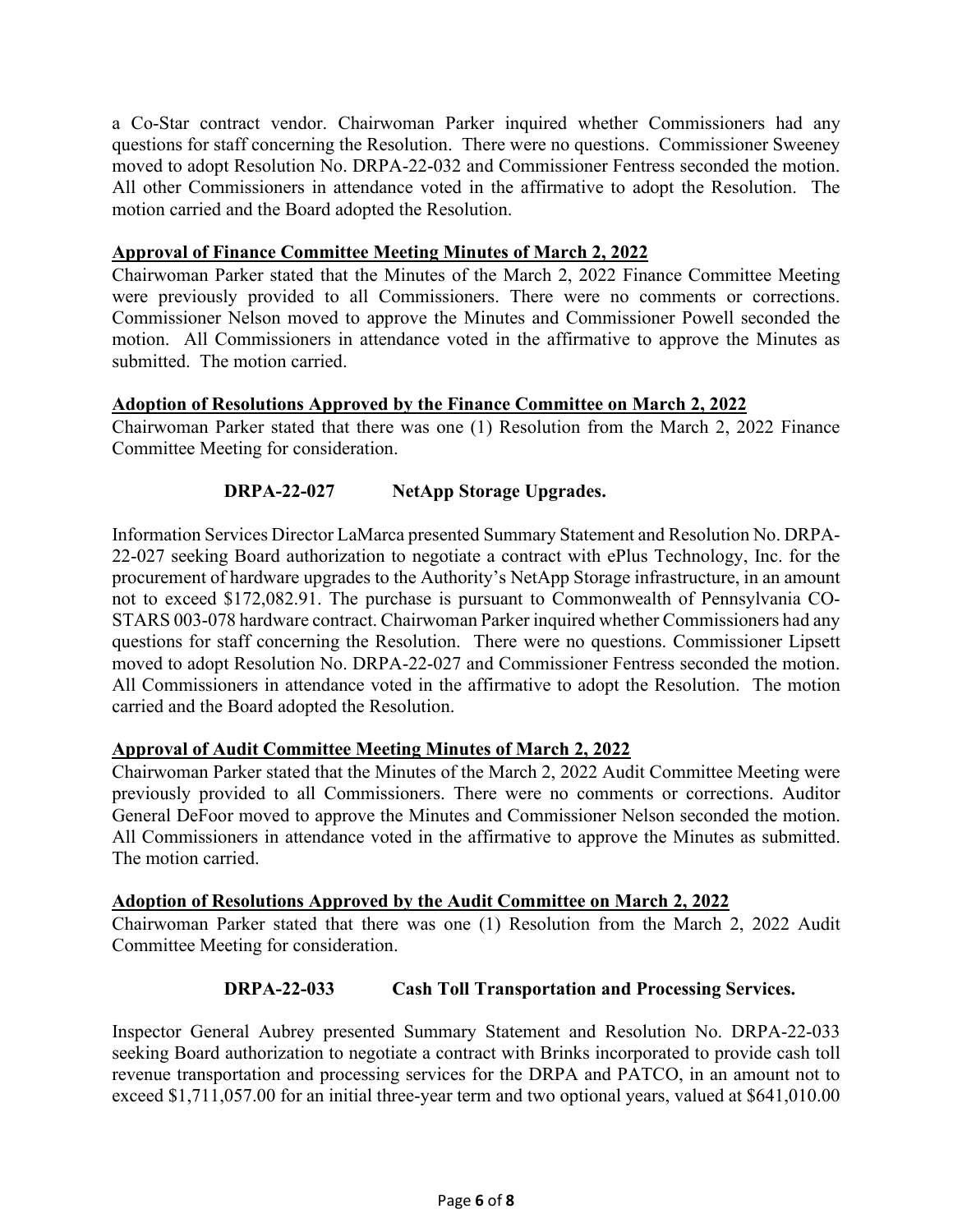a Co-Star contract vendor. Chairwoman Parker inquired whether Commissioners had any questions for staff concerning the Resolution. There were no questions. Commissioner Sweeney moved to adopt Resolution No. DRPA-22-032 and Commissioner Fentress seconded the motion. All other Commissioners in attendance voted in the affirmative to adopt the Resolution. The motion carried and the Board adopted the Resolution.

**Approval of Finance Committee Meeting Minutes of March 2, 2022**

Chairwoman Parker stated that the Minutes of the March 2, 2022 Finance Committee Meeting were previously provided to all Commissioners. There were no comments or corrections. Commissioner Nelson moved to approve the Minutes and Commissioner Powell seconded the motion. All Commissioners in attendance voted in the affirmative to approve the Minutes as submitted. The motion carried.

**Adoption of Resolutions Approved by the Finance Committee on March 2, 2022**

Chairwoman Parker stated that there was one (1) Resolution from the March 2, 2022 Finance Committee Meeting for consideration.

**DRPA-22-027 NetApp Storage Upgrades.**

Information Services Director LaMarca presented Summary Statement and Resolution No. DRPA-22-027 seeking Board authorization to negotiate a contract with ePlus Technology, Inc. for the procurement of hardware upgrades to the Authority's NetApp Storage infrastructure, in an amount not to exceed $172,082.91. The purchase is pursuant to Commonwealth of Pennsylvania CO-STARS 003-078 hardware contract. Chairwoman Parker inquired whether Commissioners had any questions for staff concerning the Resolution. There were no questions. Commissioner Lipsett moved to adopt Resolution No. DRPA-22-027 and Commissioner Fentress seconded the motion. All Commissioners in attendance voted in the affirmative to adopt the Resolution. The motion carried and the Board adopted the Resolution.

**Approval of Audit Committee Meeting Minutes of March 2, 2022**

Chairwoman Parker stated that the Minutes of the March 2, 2022 Audit Committee Meeting were previously provided to all Commissioners. There were no comments or corrections. Auditor General DeFoor moved to approve the Minutes and Commissioner Nelson seconded the motion. All Commissioners in attendance voted in the affirmative to approve the Minutes as submitted. The motion carried.

**Adoption of Resolutions Approved by the Audit Committee on March 2, 2022**

Chairwoman Parker stated that there was one (1) Resolution from the March 2, 2022 Audit Committee Meeting for consideration.

**DRPA-22-033 Cash Toll Transportation and Processing Services.**

Inspector General Aubrey presented Summary Statement and Resolution No. DRPA-22-033 seeking Board authorization to negotiate a contract with Brinks incorporated to provide cash toll revenue transportation and processing services for the DRPA and PATCO, in an amount not to exceed $1,711,057.00 for an initial three-year term and two optional years, valued at $641,010.00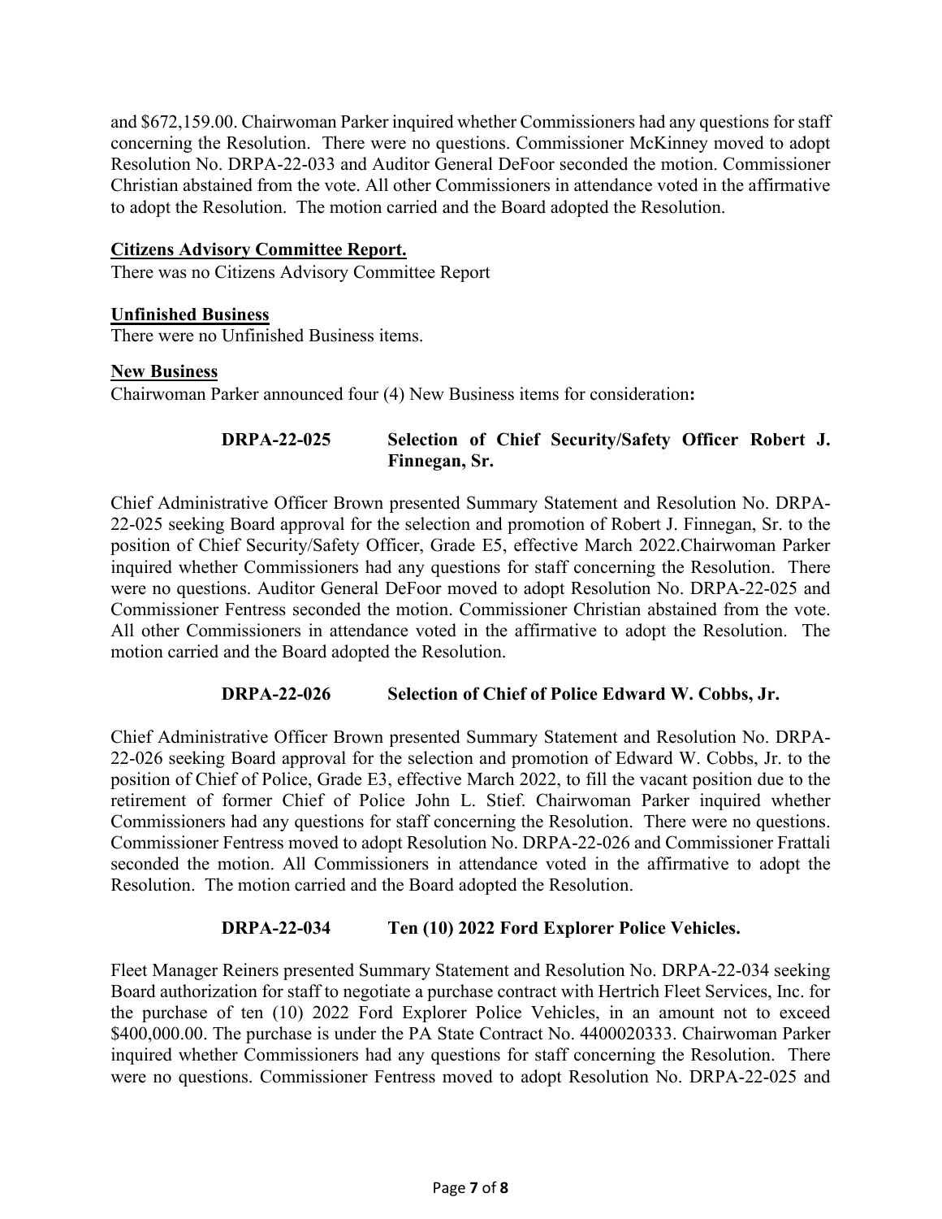and $672,159.00. Chairwoman Parker inquired whether Commissioners had any questions for staff concerning the Resolution. There were no questions. Commissioner McKinney moved to adopt Resolution No. DRPA-22-033 and Auditor General DeFoor seconded the motion. Commissioner Christian abstained from the vote. All other Commissioners in attendance voted in the affirmative to adopt the Resolution. The motion carried and the Board adopted the Resolution.

**Citizens Advisory Committee Report.**

There was no Citizens Advisory Committee Report

**Unfinished Business**

There were no Unfinished Business items.

**New Business**

Chairwoman Parker announced four (4) New Business items for consideration**:**

**DRPA-22-025 Selection of Chief Security/Safety Officer Robert J. Finnegan, Sr.**

Chief Administrative Officer Brown presented Summary Statement and Resolution No. DRPA-22-025 seeking Board approval for the selection and promotion of Robert J. Finnegan, Sr. to the position of Chief Security/Safety Officer, Grade E5, effective March 2022.Chairwoman Parker inquired whether Commissioners had any questions for staff concerning the Resolution. There were no questions. Auditor General DeFoor moved to adopt Resolution No. DRPA-22-025 and Commissioner Fentress seconded the motion. Commissioner Christian abstained from the vote. All other Commissioners in attendance voted in the affirmative to adopt the Resolution. The motion carried and the Board adopted the Resolution.

**DRPA-22-026 Selection of Chief of Police Edward W. Cobbs, Jr.**

Chief Administrative Officer Brown presented Summary Statement and Resolution No. DRPA-22-026 seeking Board approval for the selection and promotion of Edward W. Cobbs, Jr. to the position of Chief of Police, Grade E3, effective March 2022, to fill the vacant position due to the retirement of former Chief of Police John L. Stief. Chairwoman Parker inquired whether Commissioners had any questions for staff concerning the Resolution. There were no questions. Commissioner Fentress moved to adopt Resolution No. DRPA-22-026 and Commissioner Frattali seconded the motion. All Commissioners in attendance voted in the affirmative to adopt the Resolution. The motion carried and the Board adopted the Resolution.

**DRPA-22-034 Ten (10) 2022 Ford Explorer Police Vehicles.**

Fleet Manager Reiners presented Summary Statement and Resolution No. DRPA-22-034 seeking Board authorization for staff to negotiate a purchase contract with Hertrich Fleet Services, Inc. for the purchase of ten (10) 2022 Ford Explorer Police Vehicles, in an amount not to exceed $400,000.00. The purchase is under the PA State Contract No. 4400020333. Chairwoman Parker inquired whether Commissioners had any questions for staff concerning the Resolution. There were no questions. Commissioner Fentress moved to adopt Resolution No. DRPA-22-025 and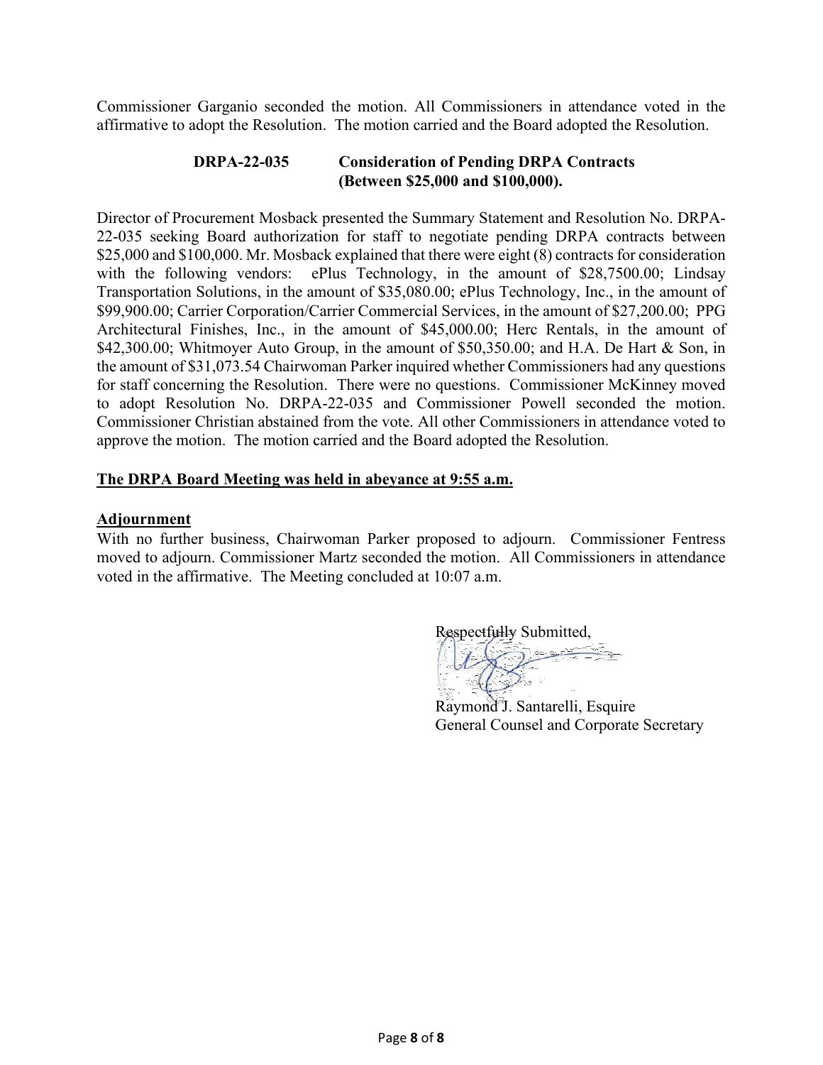Commissioner Garganio seconded the motion. All Commissioners in attendance voted in the affirmative to adopt the Resolution. The motion carried and the Board adopted the Resolution.

**DRPA-22-035 Consideration of Pending DRPA Contracts (Between $25,000 and $100,000).**

Director of Procurement Mosback presented the Summary Statement and Resolution No. DRPA-22-035 seeking Board authorization for staff to negotiate pending DRPA contracts between $25,000 and $100,000. Mr. Mosback explained that there were eight (8) contracts for consideration with the following vendors: ePlus Technology, in the amount of $28,7500.00; Lindsay Transportation Solutions, in the amount of $35,080.00; ePlus Technology, Inc., in the amount of $99,900.00; Carrier Corporation/Carrier Commercial Services, in the amount of $27,200.00; PPG Architectural Finishes, Inc., in the amount of $45,000.00; Herc Rentals, in the amount of $42,300.00; Whitmoyer Auto Group, in the amount of $50,350.00; and H.A. De Hart & Son, in the amount of $31,073.54 Chairwoman Parker inquired whether Commissioners had any questions for staff concerning the Resolution. There were no questions. Commissioner McKinney moved to adopt Resolution No. DRPA-22-035 and Commissioner Powell seconded the motion. Commissioner Christian abstained from the vote. All other Commissioners in attendance voted to approve the motion. The motion carried and the Board adopted the Resolution.

**The DRPA Board Meeting was held in abeyance at 9:55 a.m.**

**Adjournment**

With no further business, Chairwoman Parker proposed to adjourn. Commissioner Fentress moved to adjourn. Commissioner Martz seconded the motion. All Commissioners in attendance voted in the affirmative. The Meeting concluded at 10:07 a.m.

Respectfully Submitted,

Raymond J. Santarelli, Esquire
General Counsel and Corporate Secretary